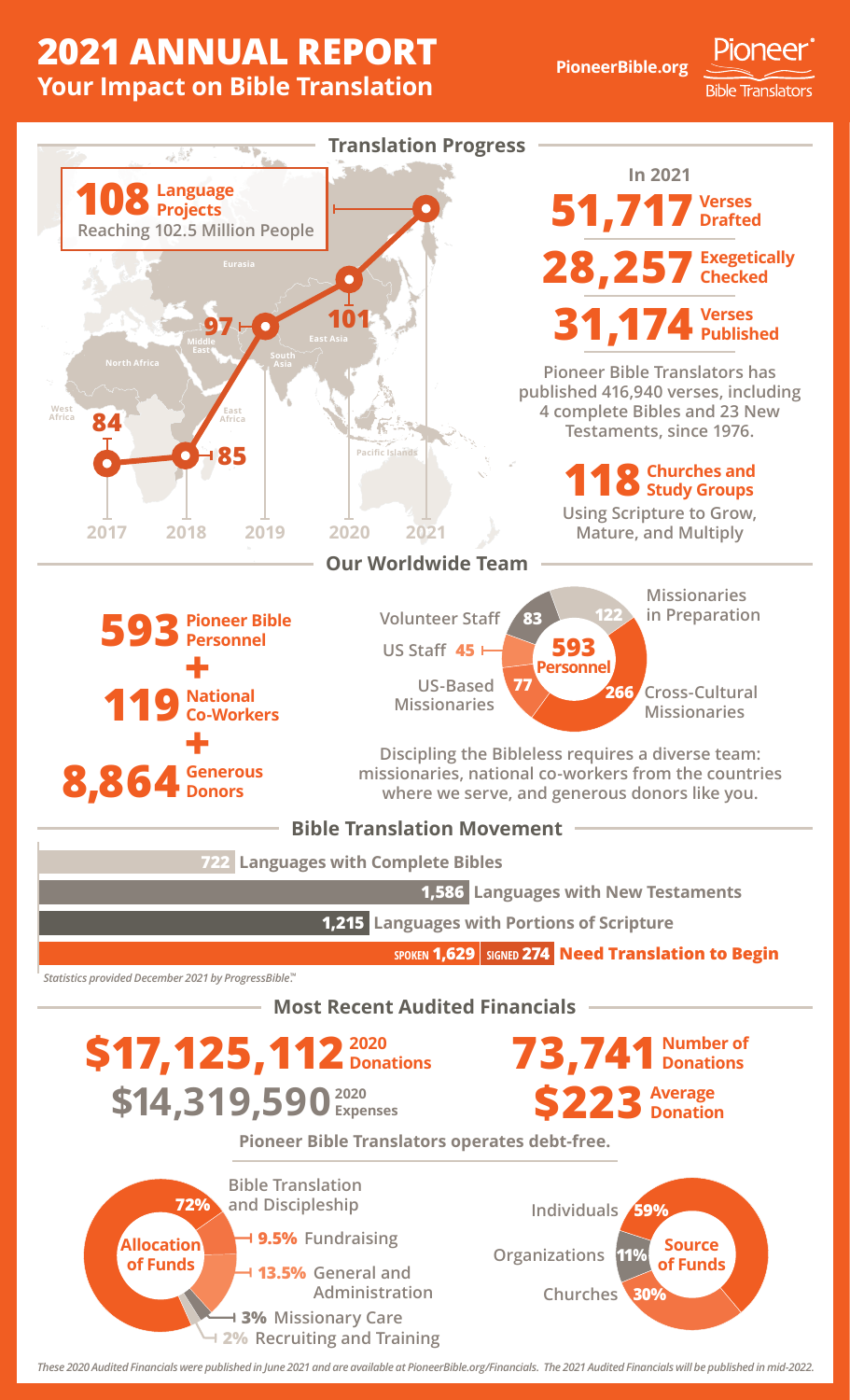# 2021 ANNUAL REPORT

## Your Impact on Bible Translation

PioneerBible.org

Pioneer Bible Translators

## Translation Progress

**108** Language Projects
Reaching 102.5 Million People

| Year | Language Projects |
|---|---|
| 2017 | 84 |
| 2018 | 85 |
| 2019 | 97 |
| 2020 | 101 |
| 2021 | 108 |

West Africa, North Africa, East Africa, Middle East, Eurasia, South Asia, East Asia, Pacific Islands

In 2021

**51,717** Verses Drafted

**28,257** Exegetically Checked

**31,174** Verses Published

Pioneer Bible Translators has published 416,940 verses, including 4 complete Bibles and 23 New Testaments, since 1976.

**118** Churches and Study Groups
Using Scripture to Grow, Mature, and Multiply

## Our Worldwide Team

**593** Pioneer Bible Personnel
+
**119** National Co-Workers
+
**8,864** Generous Donors

**593 Personnel**

- Volunteer Staff: 83
- US Staff: 45
- US-Based Missionaries: 77
- Cross-Cultural Missionaries: 266
- Missionaries in Preparation: 122

Discipling the Bibleless requires a diverse team: missionaries, national co-workers from the countries where we serve, and generous donors like you.

## Bible Translation Movement

- **722** Languages with Complete Bibles
- **1,586** Languages with New Testaments
- **1,215** Languages with Portions of Scripture
- SPOKEN **1,629** | SIGNED **274** Need Translation to Begin

*Statistics provided December 2021 by ProgressBible.™*

## Most Recent Audited Financials

**$17,125,112** 2020 Donations

**$14,319,590** 2020 Expenses

**73,741** Number of Donations

**$223** Average Donation

Pioneer Bible Translators operates debt-free.

**Allocation of Funds**

- 72% Bible Translation and Discipleship
- 9.5% Fundraising
- 13.5% General and Administration
- 3% Missionary Care
- 2% Recruiting and Training

**Source of Funds**

- Individuals 59%
- Organizations 11%
- Churches 30%

*These 2020 Audited Financials were published in June 2021 and are available at PioneerBible.org/Financials. The 2021 Audited Financials will be published in mid-2022.*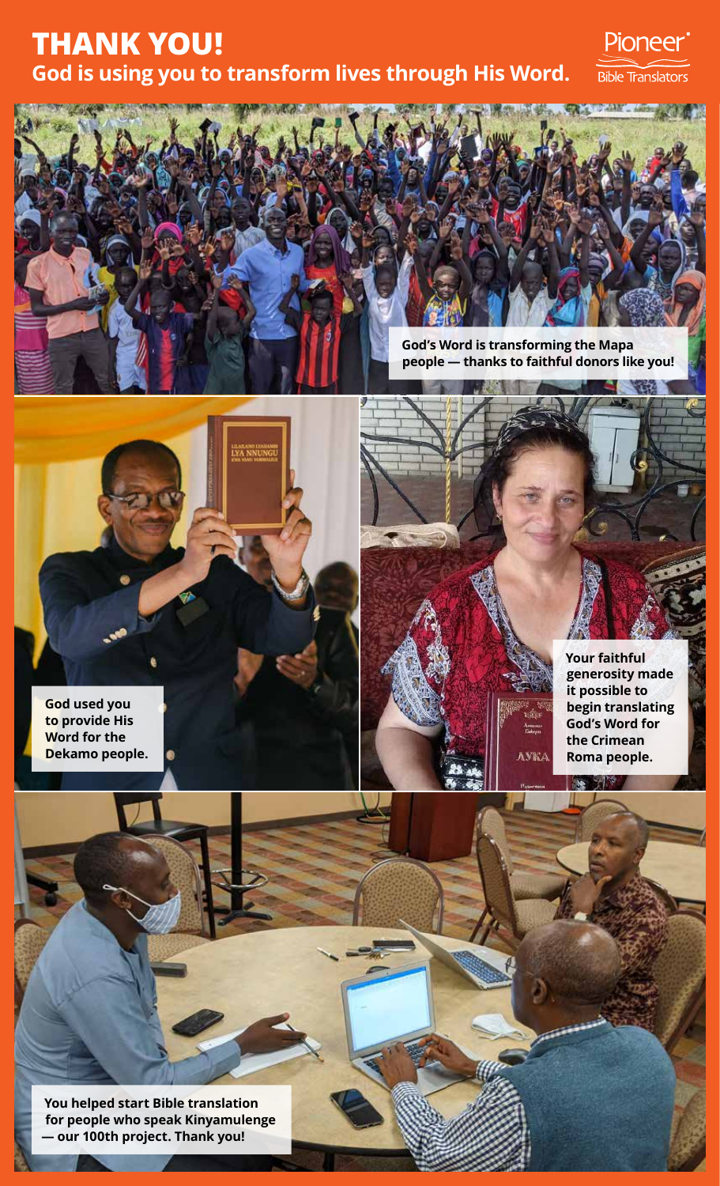# THANK YOU!

## God is using you to transform lives through His Word.

Pioneer Bible Translators

**God's Word is transforming the Mapa people — thanks to faithful donors like you!**

**God used you to provide His Word for the Dekamo people.**

**Your faithful generosity made it possible to begin translating God's Word for the Crimean Roma people.**

**You helped start Bible translation for people who speak Kinyamulenge — our 100th project. Thank you!**